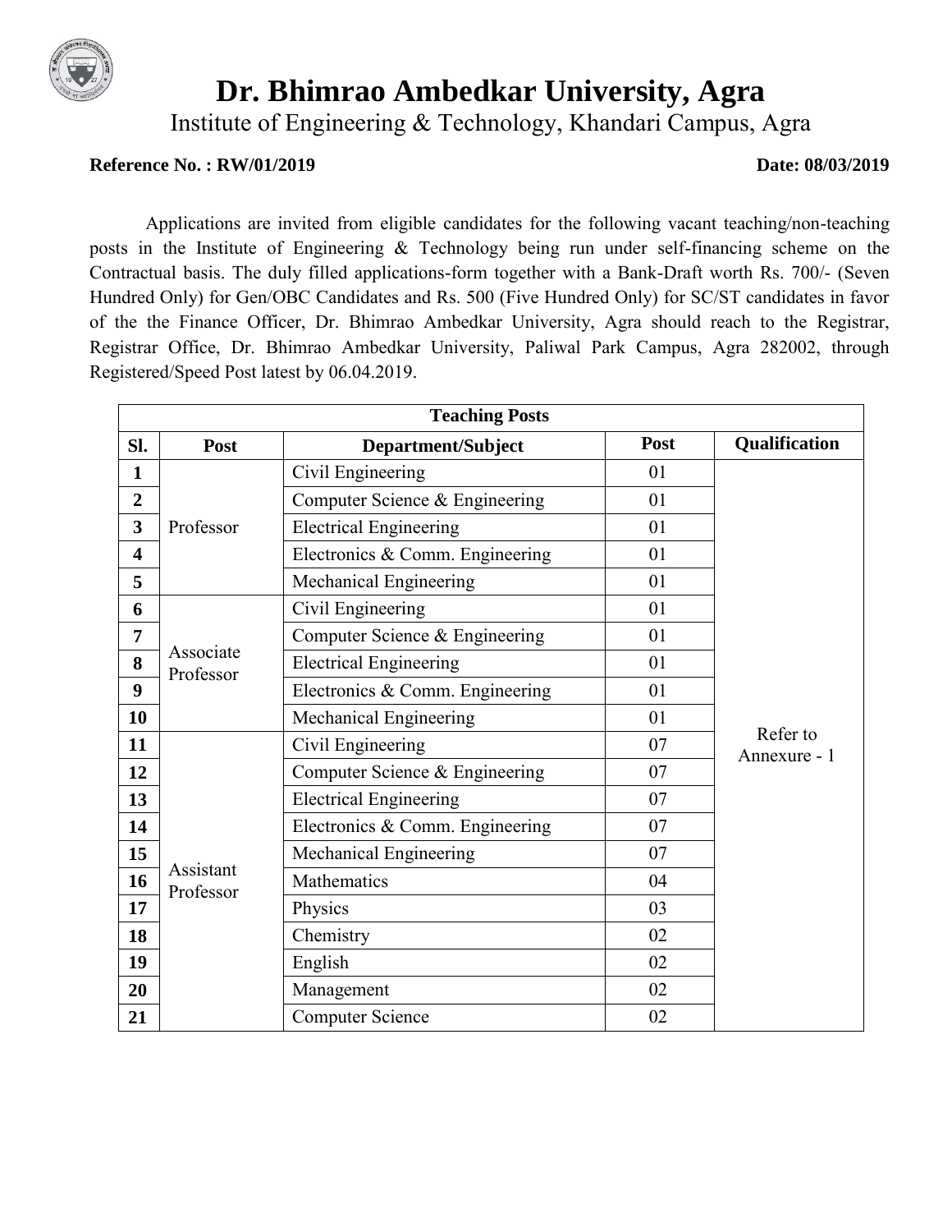# Dr. Bhimrao Ambedkar University, Agra

Institute of Engineering & Technology, Khandari Campus, Agra

**Reference No. : RW/01/2019** **Date: 08/03/2019**

Applications are invited from eligible candidates for the following vacant teaching/non-teaching posts in the Institute of Engineering & Technology being run under self-financing scheme on the Contractual basis. The duly filled applications-form together with a Bank-Draft worth Rs. 700/- (Seven Hundred Only) for Gen/OBC Candidates and Rs. 500 (Five Hundred Only) for SC/ST candidates in favor of the the Finance Officer, Dr. Bhimrao Ambedkar University, Agra should reach to the Registrar, Registrar Office, Dr. Bhimrao Ambedkar University, Paliwal Park Campus, Agra 282002, through Registered/Speed Post latest by 06.04.2019.

| Teaching Posts | | | | |
|---|---|---|---|---|
| **Sl.** | **Post** | **Department/Subject** | **Post** | **Qualification** |
| **1** | Professor | Civil Engineering | 01 | Refer to Annexure - 1 |
| **2** | | Computer Science & Engineering | 01 | |
| **3** | | Electrical Engineering | 01 | |
| **4** | | Electronics & Comm. Engineering | 01 | |
| **5** | | Mechanical Engineering | 01 | |
| **6** | Associate Professor | Civil Engineering | 01 | |
| **7** | | Computer Science & Engineering | 01 | |
| **8** | | Electrical Engineering | 01 | |
| **9** | | Electronics & Comm. Engineering | 01 | |
| **10** | | Mechanical Engineering | 01 | |
| **11** | Assistant Professor | Civil Engineering | 07 | |
| **12** | | Computer Science & Engineering | 07 | |
| **13** | | Electrical Engineering | 07 | |
| **14** | | Electronics & Comm. Engineering | 07 | |
| **15** | | Mechanical Engineering | 07 | |
| **16** | | Mathematics | 04 | |
| **17** | | Physics | 03 | |
| **18** | | Chemistry | 02 | |
| **19** | | English | 02 | |
| **20** | | Management | 02 | |
| **21** | | Computer Science | 02 | |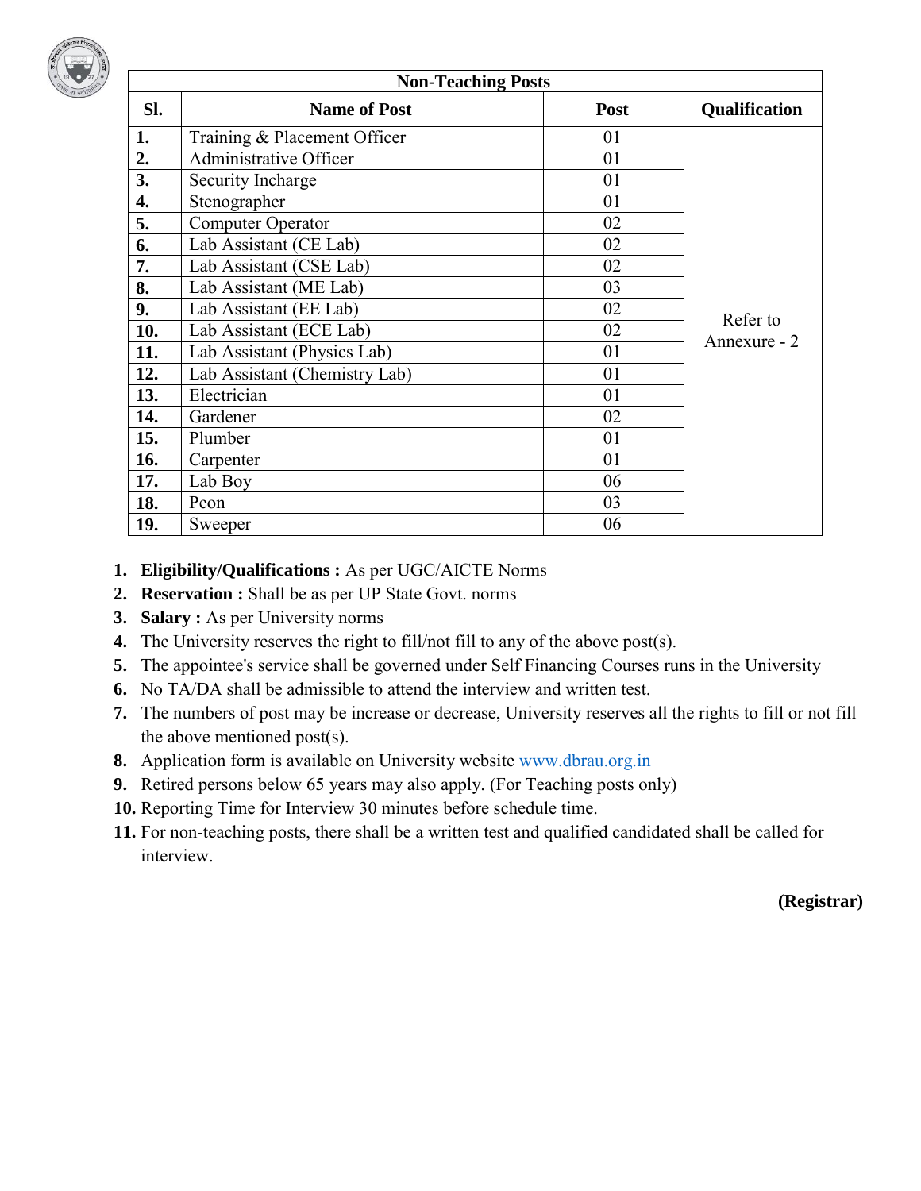| Non-Teaching Posts | | | |
|---|---|---|---|
| **Sl.** | **Name of Post** | **Post** | **Qualification** |
| **1.** | Training & Placement Officer | 01 | Refer to Annexure - 2 |
| **2.** | Administrative Officer | 01 | |
| **3.** | Security Incharge | 01 | |
| **4.** | Stenographer | 01 | |
| **5.** | Computer Operator | 02 | |
| **6.** | Lab Assistant (CE Lab) | 02 | |
| **7.** | Lab Assistant (CSE Lab) | 02 | |
| **8.** | Lab Assistant (ME Lab) | 03 | |
| **9.** | Lab Assistant (EE Lab) | 02 | |
| **10.** | Lab Assistant (ECE Lab) | 02 | |
| **11.** | Lab Assistant (Physics Lab) | 01 | |
| **12.** | Lab Assistant (Chemistry Lab) | 01 | |
| **13.** | Electrician | 01 | |
| **14.** | Gardener | 02 | |
| **15.** | Plumber | 01 | |
| **16.** | Carpenter | 01 | |
| **17.** | Lab Boy | 06 | |
| **18.** | Peon | 03 | |
| **19.** | Sweeper | 06 | |

1. **Eligibility/Qualifications :** As per UGC/AICTE Norms
2. **Reservation :** Shall be as per UP State Govt. norms
3. **Salary :** As per University norms
4. The University reserves the right to fill/not fill to any of the above post(s).
5. The appointee's service shall be governed under Self Financing Courses runs in the University
6. No TA/DA shall be admissible to attend the interview and written test.
7. The numbers of post may be increase or decrease, University reserves all the rights to fill or not fill the above mentioned post(s).
8. Application form is available on University website www.dbrau.org.in
9. Retired persons below 65 years may also apply. (For Teaching posts only)
10. Reporting Time for Interview 30 minutes before schedule time.
11. For non-teaching posts, there shall be a written test and qualified candidated shall be called for interview.

**(Registrar)**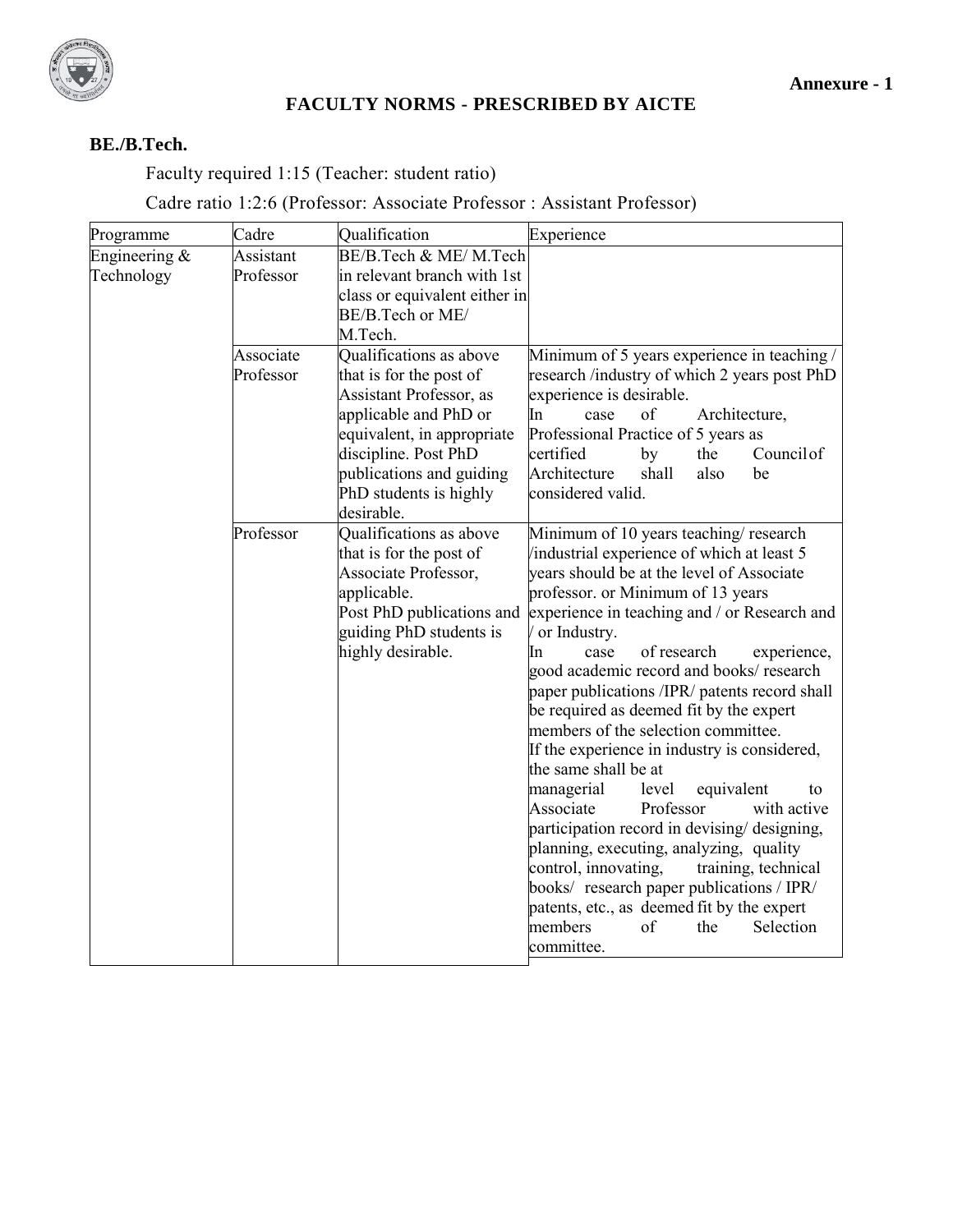Annexure - 1

## FACULTY NORMS - PRESCRIBED BY AICTE

### BE./B.Tech.

Faculty required 1:15 (Teacher: student ratio)

Cadre ratio 1:2:6 (Professor: Associate Professor : Assistant Professor)

| Programme | Cadre | Qualification | Experience |
|---|---|---|---|
| Engineering & Technology | Assistant Professor | BE/B.Tech & ME/ M.Tech in relevant branch with 1st class or equivalent either in BE/B.Tech or ME/ M.Tech. | |
| | Associate Professor | Qualifications as above that is for the post of Assistant Professor, as applicable and PhD or equivalent, in appropriate discipline. Post PhD publications and guiding PhD students is highly desirable. | Minimum of 5 years experience in teaching / research /industry of which 2 years post PhD experience is desirable. In case of Architecture, Professional Practice of 5 years as certified by the Council of Architecture shall also be considered valid. |
| | Professor | Qualifications as above that is for the post of Associate Professor, applicable. Post PhD publications and guiding PhD students is highly desirable. | Minimum of 10 years teaching/ research /industrial experience of which at least 5 years should be at the level of Associate professor. or Minimum of 13 years experience in teaching and / or Research and / or Industry. In case of research experience, good academic record and books/ research paper publications /IPR/ patents record shall be required as deemed fit by the expert members of the selection committee. If the experience in industry is considered, the same shall be at managerial level equivalent to Associate Professor with active participation record in devising/ designing, planning, executing, analyzing, quality control, innovating, training, technical books/ research paper publications / IPR/ patents, etc., as deemed fit by the expert members of the Selection committee. |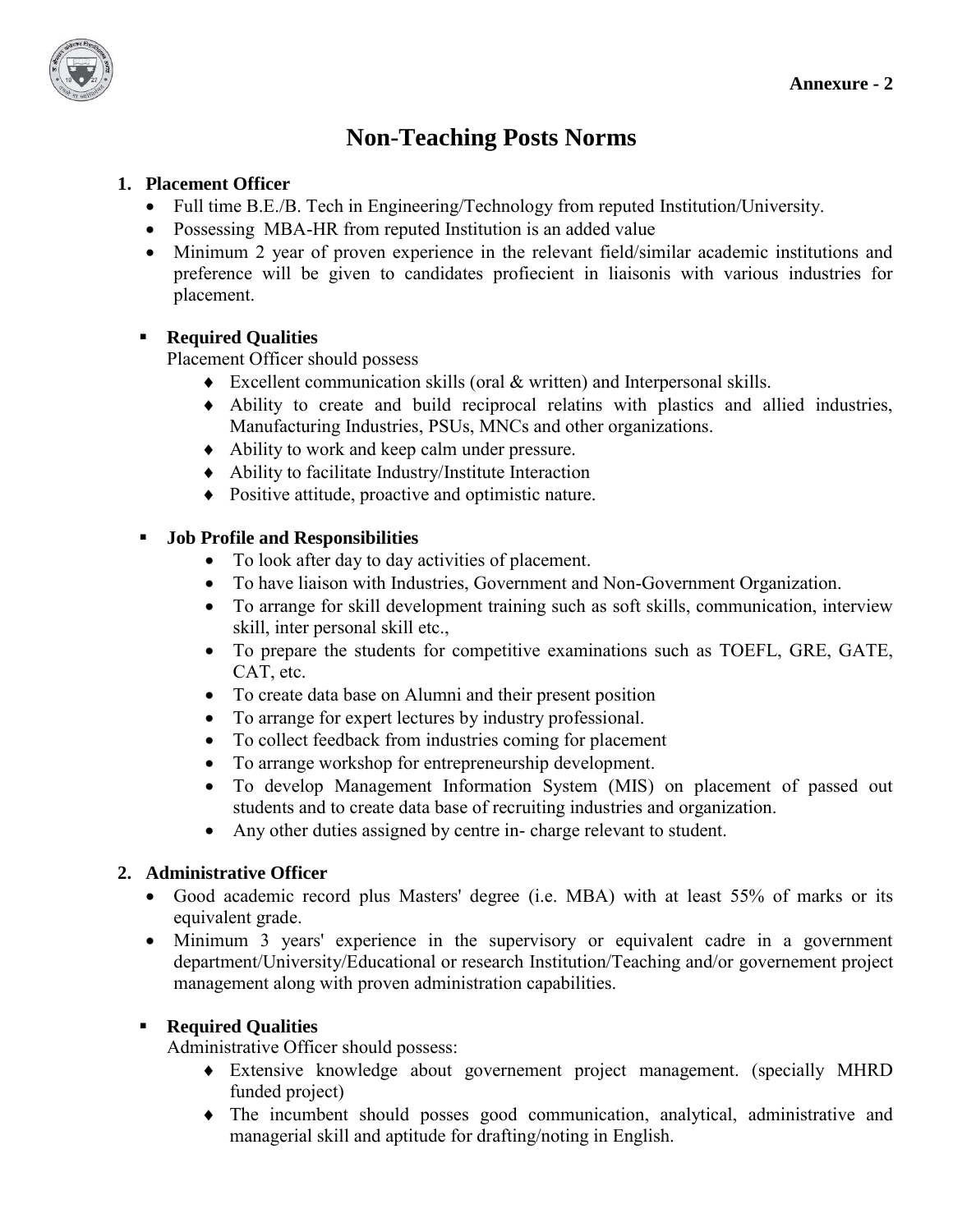Annexure - 2

# Non-Teaching Posts Norms

## 1. Placement Officer

- Full time B.E./B. Tech in Engineering/Technology from reputed Institution/University.
- Possessing MBA-HR from reputed Institution is an added value
- Minimum 2 year of proven experience in the relevant field/similar academic institutions and preference will be given to candidates profiecient in liaisonis with various industries for placement.

### Required Qualities

Placement Officer should possess

- Excellent communication skills (oral & written) and Interpersonal skills.
- Ability to create and build reciprocal relatins with plastics and allied industries, Manufacturing Industries, PSUs, MNCs and other organizations.
- Ability to work and keep calm under pressure.
- Ability to facilitate Industry/Institute Interaction
- Positive attitude, proactive and optimistic nature.

### Job Profile and Responsibilities

- To look after day to day activities of placement.
- To have liaison with Industries, Government and Non-Government Organization.
- To arrange for skill development training such as soft skills, communication, interview skill, inter personal skill etc.,
- To prepare the students for competitive examinations such as TOEFL, GRE, GATE, CAT, etc.
- To create data base on Alumni and their present position
- To arrange for expert lectures by industry professional.
- To collect feedback from industries coming for placement
- To arrange workshop for entrepreneurship development.
- To develop Management Information System (MIS) on placement of passed out students and to create data base of recruiting industries and organization.
- Any other duties assigned by centre in- charge relevant to student.

## 2. Administrative Officer

- Good academic record plus Masters' degree (i.e. MBA) with at least 55% of marks or its equivalent grade.
- Minimum 3 years' experience in the supervisory or equivalent cadre in a government department/University/Educational or research Institution/Teaching and/or governement project management along with proven administration capabilities.

### Required Qualities

Administrative Officer should possess:

- Extensive knowledge about governement project management. (specially MHRD funded project)
- The incumbent should posses good communication, analytical, administrative and managerial skill and aptitude for drafting/noting in English.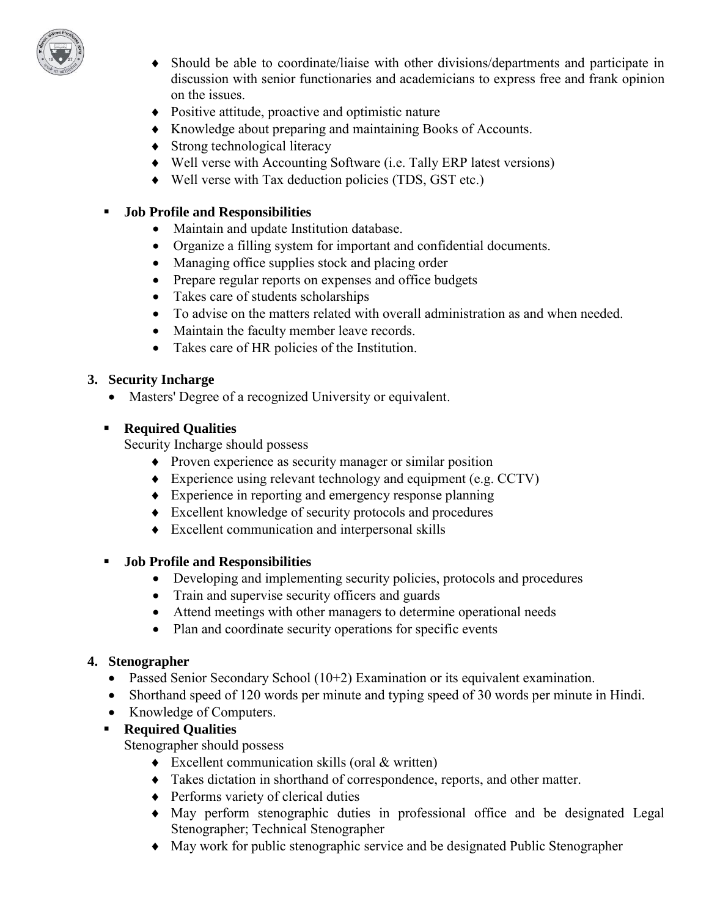- Should be able to coordinate/liaise with other divisions/departments and participate in discussion with senior functionaries and academicians to express free and frank opinion on the issues.
- Positive attitude, proactive and optimistic nature
- Knowledge about preparing and maintaining Books of Accounts.
- Strong technological literacy
- Well verse with Accounting Software (i.e. Tally ERP latest versions)
- Well verse with Tax deduction policies (TDS, GST etc.)

- **Job Profile and Responsibilities**
  - Maintain and update Institution database.
  - Organize a filling system for important and confidential documents.
  - Managing office supplies stock and placing order
  - Prepare regular reports on expenses and office budgets
  - Takes care of students scholarships
  - To advise on the matters related with overall administration as and when needed.
  - Maintain the faculty member leave records.
  - Takes care of HR policies of the Institution.

### 3. Security Incharge

- Masters' Degree of a recognized University or equivalent.

- **Required Qualities**

  Security Incharge should possess
  - Proven experience as security manager or similar position
  - Experience using relevant technology and equipment (e.g. CCTV)
  - Experience in reporting and emergency response planning
  - Excellent knowledge of security protocols and procedures
  - Excellent communication and interpersonal skills

- **Job Profile and Responsibilities**
  - Developing and implementing security policies, protocols and procedures
  - Train and supervise security officers and guards
  - Attend meetings with other managers to determine operational needs
  - Plan and coordinate security operations for specific events

### 4. Stenographer

- Passed Senior Secondary School (10+2) Examination or its equivalent examination.
- Shorthand speed of 120 words per minute and typing speed of 30 words per minute in Hindi.
- Knowledge of Computers.

- **Required Qualities**

  Stenographer should possess
  - Excellent communication skills (oral & written)
  - Takes dictation in shorthand of correspondence, reports, and other matter.
  - Performs variety of clerical duties
  - May perform stenographic duties in professional office and be designated Legal Stenographer; Technical Stenographer
  - May work for public stenographic service and be designated Public Stenographer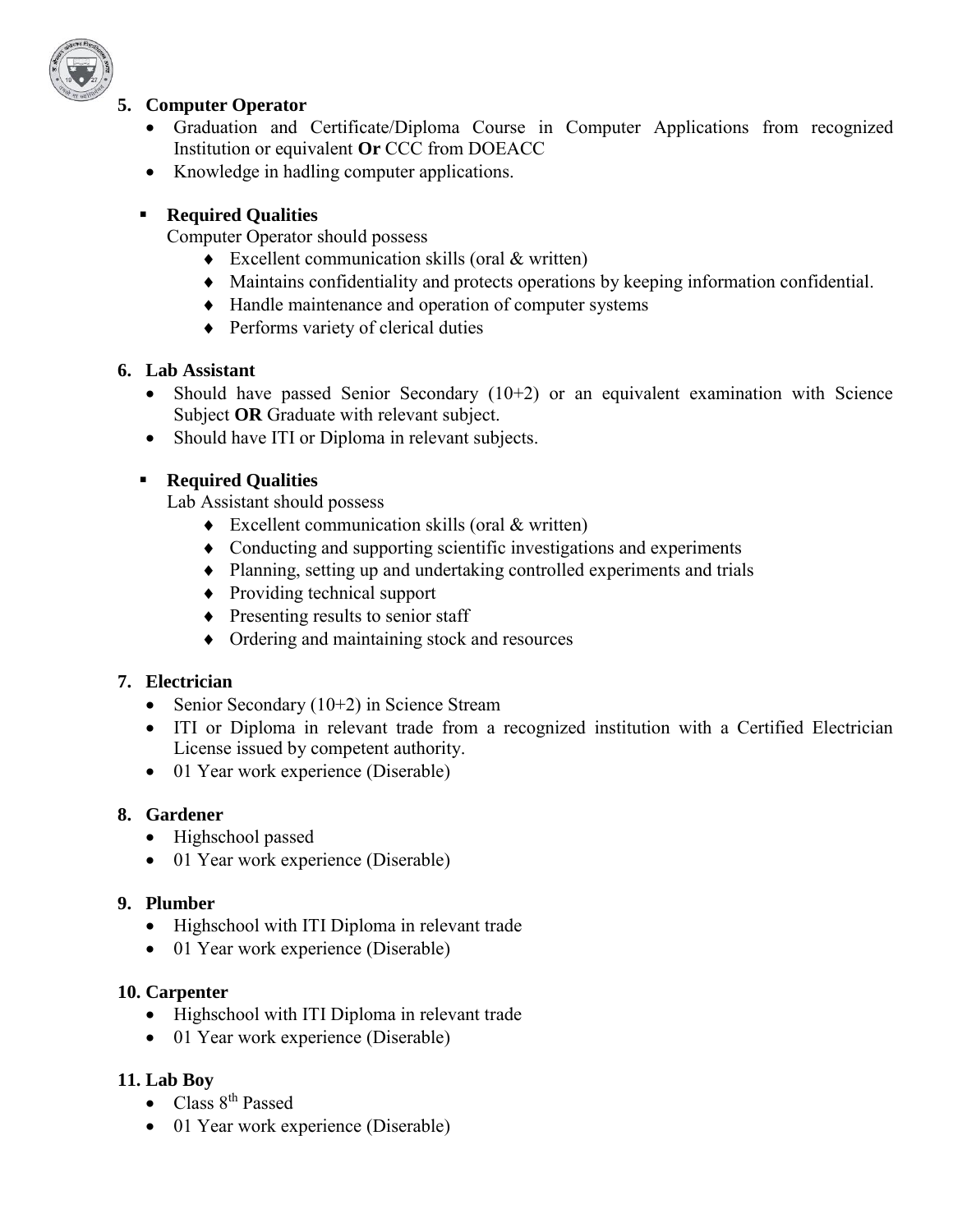## 5. Computer Operator

- Graduation and Certificate/Diploma Course in Computer Applications from recognized Institution or equivalent **Or** CCC from DOEACC
- Knowledge in hadling computer applications.

- **Required Qualities**

  Computer Operator should possess

  - Excellent communication skills (oral & written)
  - Maintains confidentiality and protects operations by keeping information confidential.
  - Handle maintenance and operation of computer systems
  - Performs variety of clerical duties

## 6. Lab Assistant

- Should have passed Senior Secondary (10+2) or an equivalent examination with Science Subject **OR** Graduate with relevant subject.
- Should have ITI or Diploma in relevant subjects.

- **Required Qualities**

  Lab Assistant should possess

  - Excellent communication skills (oral & written)
  - Conducting and supporting scientific investigations and experiments
  - Planning, setting up and undertaking controlled experiments and trials
  - Providing technical support
  - Presenting results to senior staff
  - Ordering and maintaining stock and resources

## 7. Electrician

- Senior Secondary (10+2) in Science Stream
- ITI or Diploma in relevant trade from a recognized institution with a Certified Electrician License issued by competent authority.
- 01 Year work experience (Diserable)

## 8. Gardener

- Highschool passed
- 01 Year work experience (Diserable)

## 9. Plumber

- Highschool with ITI Diploma in relevant trade
- 01 Year work experience (Diserable)

## 10. Carpenter

- Highschool with ITI Diploma in relevant trade
- 01 Year work experience (Diserable)

## 11. Lab Boy

- Class 8th Passed
- 01 Year work experience (Diserable)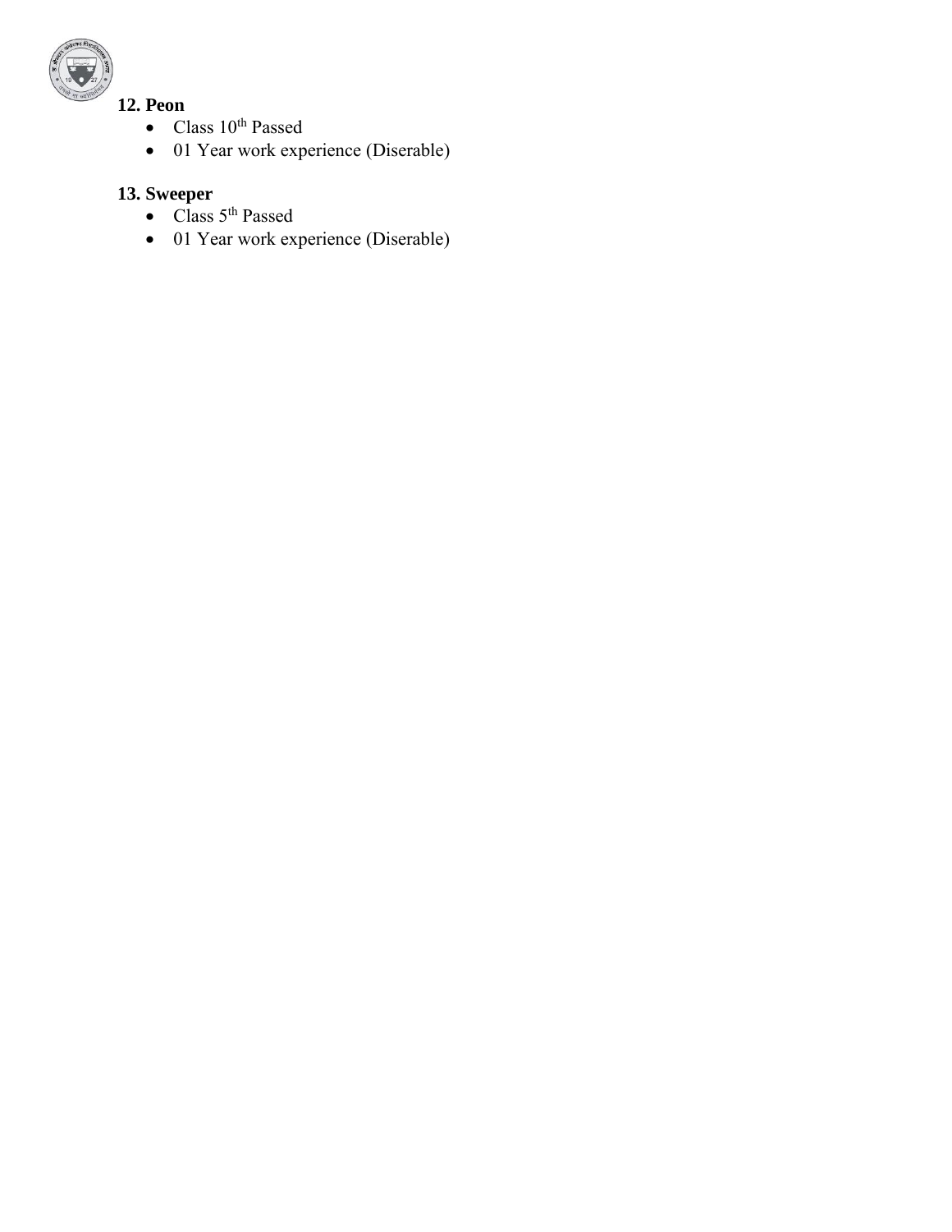**12. Peon**

- Class 10th Passed
- 01 Year work experience (Diserable)

**13. Sweeper**

- Class 5th Passed
- 01 Year work experience (Diserable)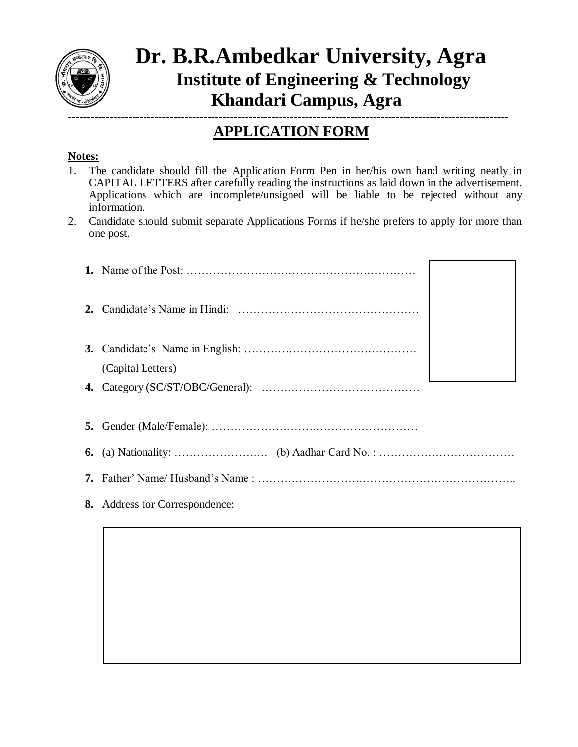# Dr. B.R.Ambedkar University, Agra

## Institute of Engineering & Technology

## Khandari Campus, Agra

---

## APPLICATION FORM

**Notes:**

1. The candidate should fill the Application Form Pen in her/his own hand writing neatly in CAPITAL LETTERS after carefully reading the instructions as laid down in the advertisement. Applications which are incomplete/unsigned will be liable to be rejected without any information.
2. Candidate should submit separate Applications Forms if he/she prefers to apply for more than one post.

**1.** Name of the Post: …………………………………………….…………

**2.** Candidate's Name in Hindi: …………………………………………

**3.** Candidate's Name in English: ……………………………….…………
(Capital Letters)

**4.** Category (SC/ST/OBC/General): ……………………………………

**5.** Gender (Male/Female): ……………………….………………………

**6.** (a) Nationality: ……………………..… (b) Aadhar Card No. : ………………………………

**7.** Father' Name/ Husband's Name : ………………………….…………………………………..

**8.** Address for Correspondence: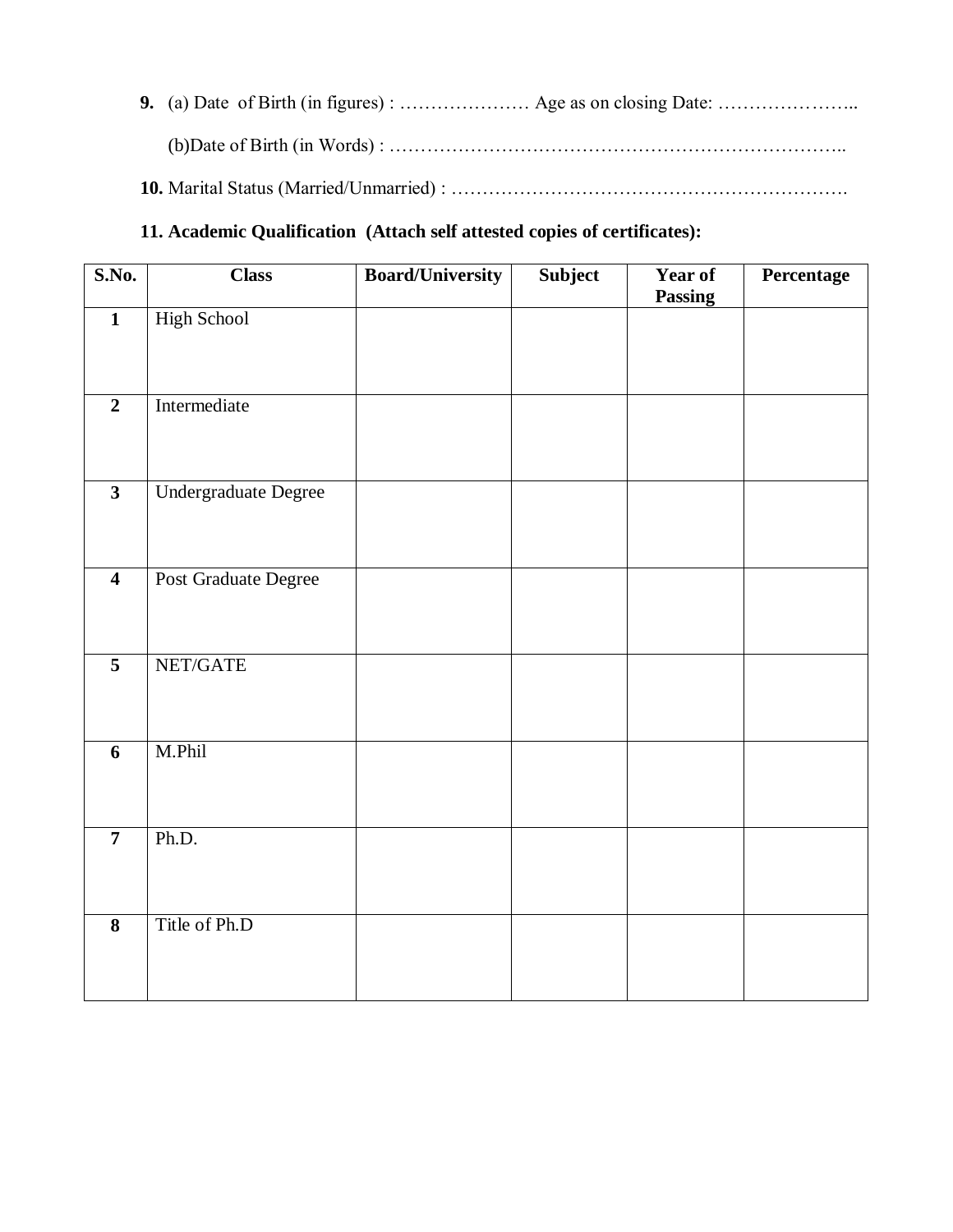**9.** (a) Date of Birth (in figures) : ………………… Age as on closing Date: …………………..

(b)Date of Birth (in Words) : …………………………………………………………………..

**10.** Marital Status (Married/Unmarried) : ……………………………………………………….

**11. Academic Qualification (Attach self attested copies of certificates):**

| S.No. | Class | Board/University | Subject | Year of Passing | Percentage |
|---|---|---|---|---|---|
| **1** | High School | | | | |
| **2** | Intermediate | | | | |
| **3** | Undergraduate Degree | | | | |
| **4** | Post Graduate Degree | | | | |
| **5** | NET/GATE | | | | |
| **6** | M.Phil | | | | |
| **7** | Ph.D. | | | | |
| **8** | Title of Ph.D | | | | |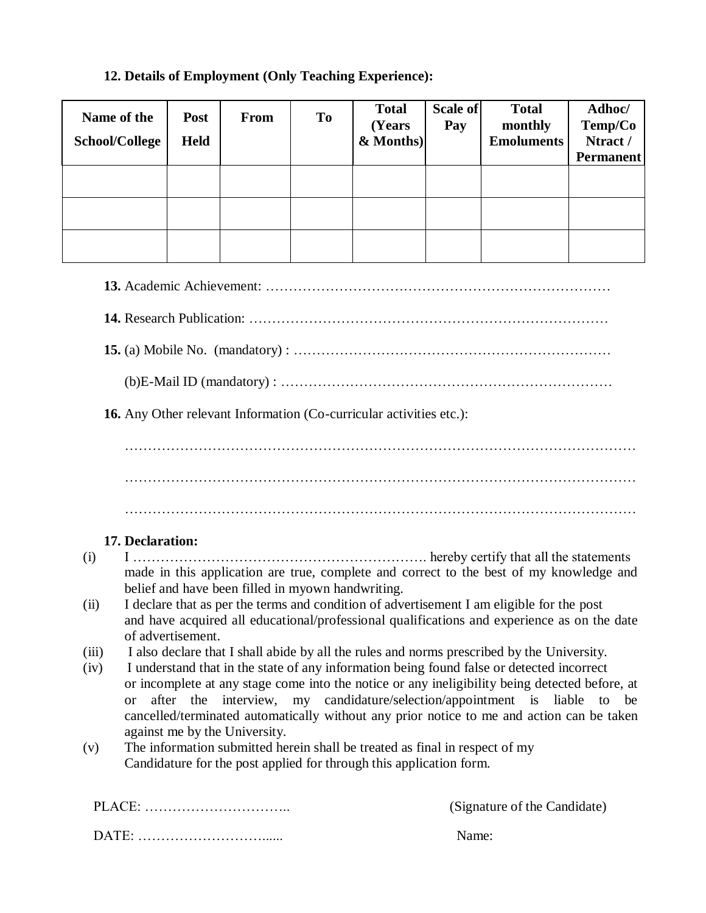**12. Details of Employment (Only Teaching Experience):**

| Name of the School/College | Post Held | From | To | Total (Years & Months) | Scale of Pay | Total monthly Emoluments | Adhoc/ Temp/Co Ntract / Permanent |
|---|---|---|---|---|---|---|---|
| | | | | | | | |
| | | | | | | | |
| | | | | | | | |

**13.** Academic Achievement: ……………………………………………………………………

**14.** Research Publication: ……………………………………………………………………

**15.** (a) Mobile No. (mandatory) : ……………………………………………………………

(b)E-Mail ID (mandatory) : ………………………………………………………………

**16.** Any Other relevant Information (Co-curricular activities etc.):

…………………………………………………………………………………………………

…………………………………………………………………………………………………

…………………………………………………………………………………………………

**17. Declaration:**

(i) I ………………………………………………………. hereby certify that all the statements made in this application are true, complete and correct to the best of my knowledge and belief and have been filled in myown handwriting.

(ii) I declare that as per the terms and condition of advertisement I am eligible for the post and have acquired all educational/professional qualifications and experience as on the date of advertisement.

(iii) I also declare that I shall abide by all the rules and norms prescribed by the University.

(iv) I understand that in the state of any information being found false or detected incorrect or incomplete at any stage come into the notice or any ineligibility being detected before, at or after the interview, my candidature/selection/appointment is liable to be cancelled/terminated automatically without any prior notice to me and action can be taken against me by the University.

(v) The information submitted herein shall be treated as final in respect of my Candidature for the post applied for through this application form.

PLACE: …………………………..  (Signature of the Candidate)

DATE: ………………………......  Name: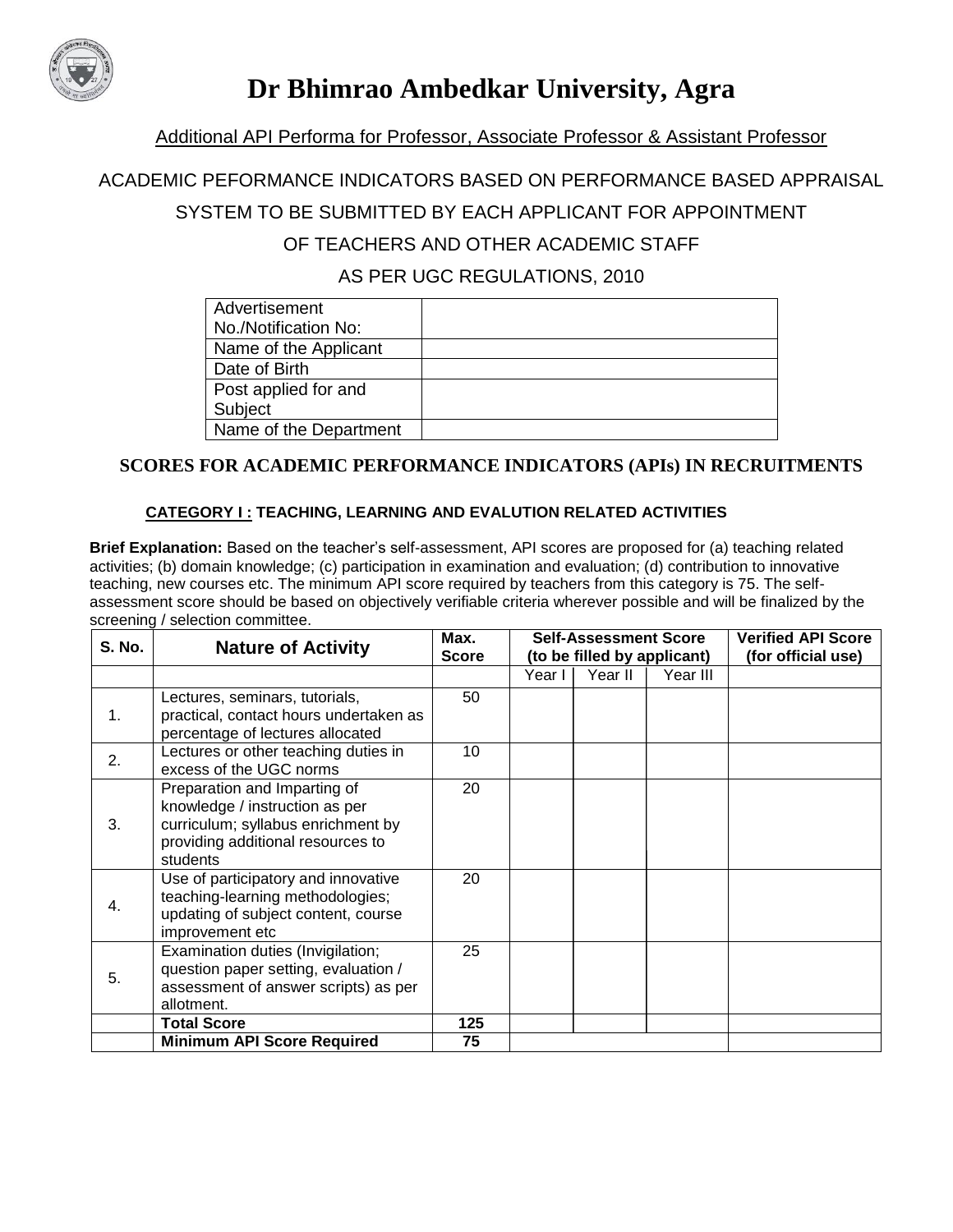# Dr Bhimrao Ambedkar University, Agra

Additional API Performa for Professor, Associate Professor & Assistant Professor

ACADEMIC PEFORMANCE INDICATORS BASED ON PERFORMANCE BASED APPRAISAL SYSTEM TO BE SUBMITTED BY EACH APPLICANT FOR APPOINTMENT OF TEACHERS AND OTHER ACADEMIC STAFF

AS PER UGC REGULATIONS, 2010

| Advertisement No./Notification No: | |
|---|---|
| Name of the Applicant | |
| Date of Birth | |
| Post applied for and Subject | |
| Name of the Department | |

## SCORES FOR ACADEMIC PERFORMANCE INDICATORS (APIs) IN RECRUITMENTS

### CATEGORY I : TEACHING, LEARNING AND EVALUTION RELATED ACTIVITIES

**Brief Explanation:** Based on the teacher's self-assessment, API scores are proposed for (a) teaching related activities; (b) domain knowledge; (c) participation in examination and evaluation; (d) contribution to innovative teaching, new courses etc. The minimum API score required by teachers from this category is 75. The self-assessment score should be based on objectively verifiable criteria wherever possible and will be finalized by the screening / selection committee.

| S. No. | Nature of Activity | Max. Score | Self-Assessment Score (to be filled by applicant) | | | Verified API Score (for official use) |
|---|---|---|---|---|---|---|
| | | | Year I | Year II | Year III | |
| 1. | Lectures, seminars, tutorials, practical, contact hours undertaken as percentage of lectures allocated | 50 | | | | |
| 2. | Lectures or other teaching duties in excess of the UGC norms | 10 | | | | |
| 3. | Preparation and Imparting of knowledge / instruction as per curriculum; syllabus enrichment by providing additional resources to students | 20 | | | | |
| 4. | Use of participatory and innovative teaching-learning methodologies; updating of subject content, course improvement etc | 20 | | | | |
| 5. | Examination duties (Invigilation; question paper setting, evaluation / assessment of answer scripts) as per allotment. | 25 | | | | |
| | **Total Score** | **125** | | | | |
| | **Minimum API Score Required** | **75** | | | | |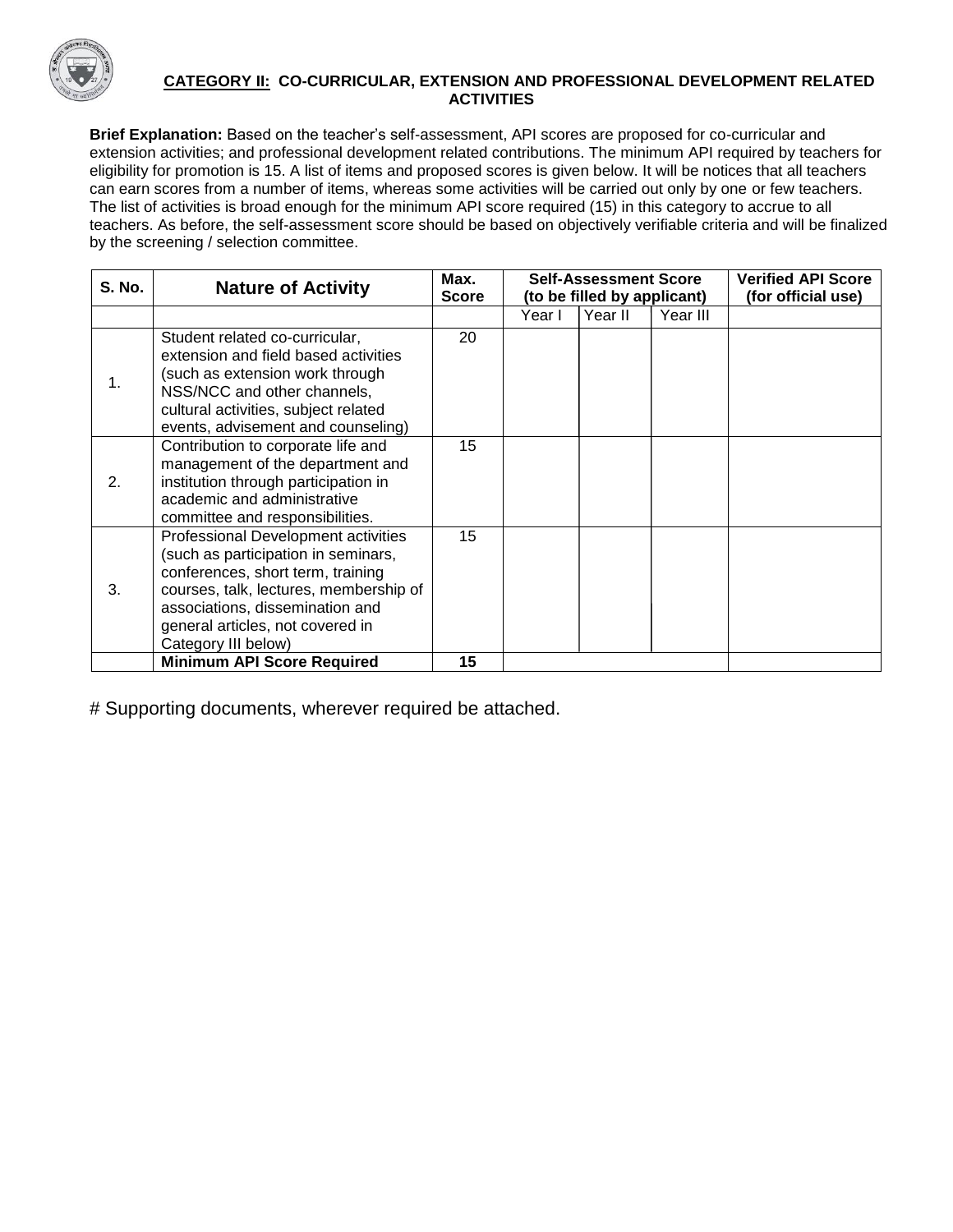## CATEGORY II: CO-CURRICULAR, EXTENSION AND PROFESSIONAL DEVELOPMENT RELATED ACTIVITIES

**Brief Explanation:** Based on the teacher's self-assessment, API scores are proposed for co-curricular and extension activities; and professional development related contributions. The minimum API required by teachers for eligibility for promotion is 15. A list of items and proposed scores is given below. It will be notices that all teachers can earn scores from a number of items, whereas some activities will be carried out only by one or few teachers. The list of activities is broad enough for the minimum API score required (15) in this category to accrue to all teachers. As before, the self-assessment score should be based on objectively verifiable criteria and will be finalized by the screening / selection committee.

| S. No. | Nature of Activity | Max. Score | Self-Assessment Score (to be filled by applicant) | | | Verified API Score (for official use) |
|---|---|---|---|---|---|---|
| | | | Year I | Year II | Year III | |
| 1. | Student related co-curricular, extension and field based activities (such as extension work through NSS/NCC and other channels, cultural activities, subject related events, advisement and counseling) | 20 | | | | |
| 2. | Contribution to corporate life and management of the department and institution through participation in academic and administrative committee and responsibilities. | 15 | | | | |
| 3. | Professional Development activities (such as participation in seminars, conferences, short term, training courses, talk, lectures, membership of associations, dissemination and general articles, not covered in Category III below) | 15 | | | | |
| | **Minimum API Score Required** | **15** | | | | |

# Supporting documents, wherever required be attached.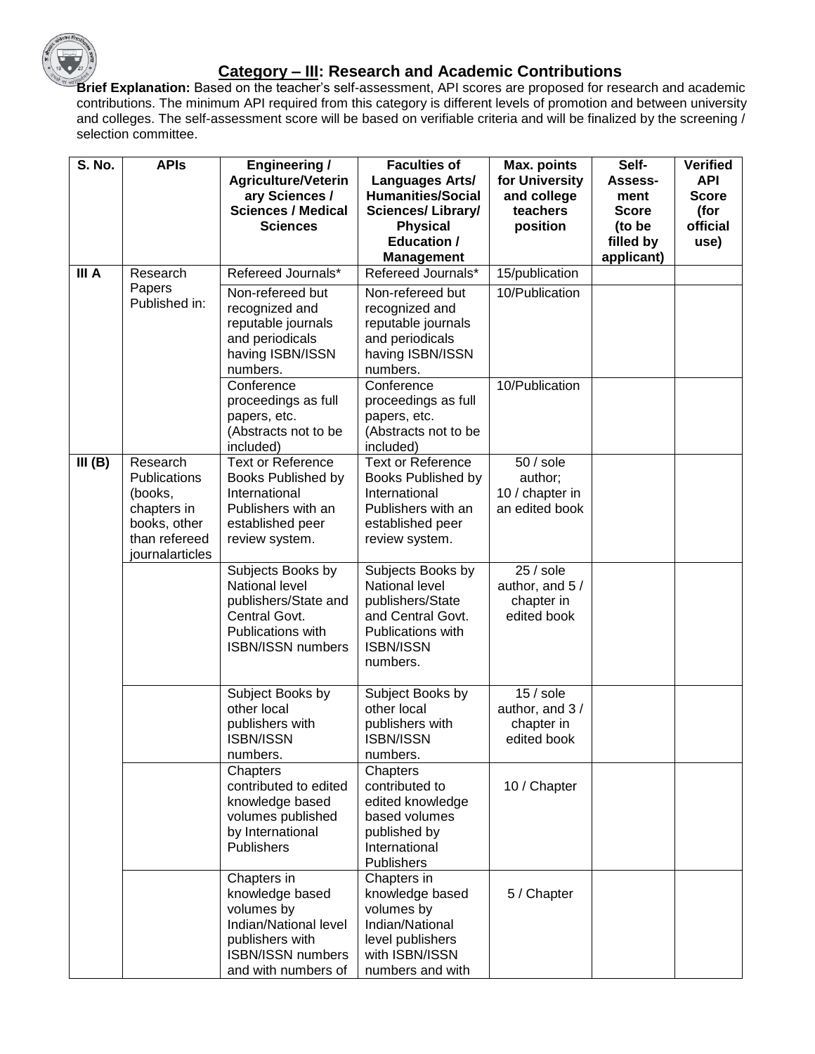## Category – III: Research and Academic Contributions

**Brief Explanation:** Based on the teacher's self-assessment, API scores are proposed for research and academic contributions. The minimum API required from this category is different levels of promotion and between university and colleges. The self-assessment score will be based on verifiable criteria and will be finalized by the screening / selection committee.

| S. No. | APIs | Engineering / Agriculture/Veterinary Sciences / Sciences / Medical Sciences | Faculties of Languages Arts/ Humanities/Social Sciences/ Library/ Physical Education / Management | Max. points for University and college teachers position | Self-Assessment Score (to be filled by applicant) | Verified API Score (for official use) |
|---|---|---|---|---|---|---|
| III A | Research Papers Published in: | Refereed Journals* | Refereed Journals* | 15/publication | | |
| | | Non-refereed but recognized and reputable journals and periodicals having ISBN/ISSN numbers. | Non-refereed but recognized and reputable journals and periodicals having ISBN/ISSN numbers. | 10/Publication | | |
| | | Conference proceedings as full papers, etc. (Abstracts not to be included) | Conference proceedings as full papers, etc. (Abstracts not to be included) | 10/Publication | | |
| III (B) | Research Publications (books, chapters in books, other than refereed journalarticles | Text or Reference Books Published by International Publishers with an established peer review system. | Text or Reference Books Published by International Publishers with an established peer review system. | 50 / sole author; 10 / chapter in an edited book | | |
| | | Subjects Books by National level publishers/State and Central Govt. Publications with ISBN/ISSN numbers | Subjects Books by National level publishers/State and Central Govt. Publications with ISBN/ISSN numbers. | 25 / sole author, and 5 / chapter in edited book | | |
| | | Subject Books by other local publishers with ISBN/ISSN numbers. | Subject Books by other local publishers with ISBN/ISSN numbers. | 15 / sole author, and 3 / chapter in edited book | | |
| | | Chapters contributed to edited knowledge based volumes published by International Publishers | Chapters contributed to edited knowledge based volumes published by International Publishers | 10 / Chapter | | |
| | | Chapters in knowledge based volumes by Indian/National level publishers with ISBN/ISSN numbers and with numbers of | Chapters in knowledge based volumes by Indian/National level publishers with ISBN/ISSN numbers and with | 5 / Chapter | | |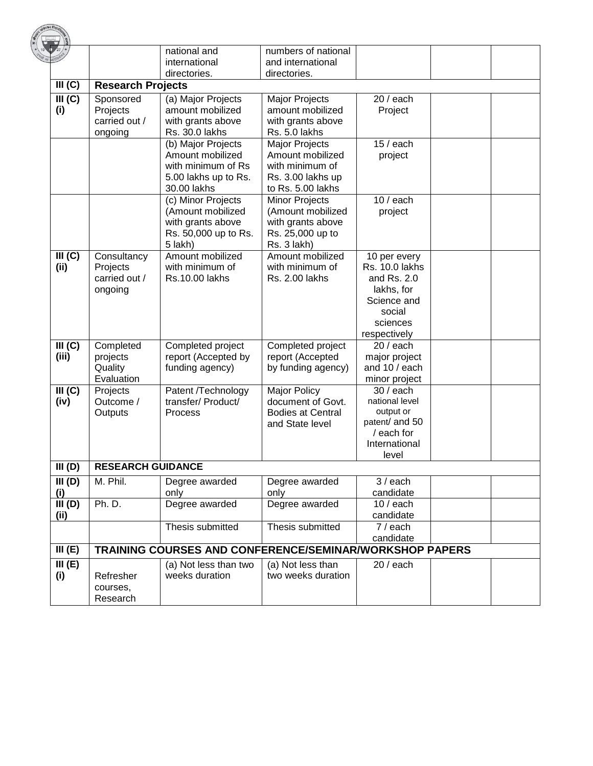| | | national and international directories. | numbers of national and international directories. | | | |
|---|---|---|---|---|---|---|
| **III (C)** | **Research Projects** | | | | | |
| **III (C) (i)** | Sponsored Projects carried out / ongoing | (a) Major Projects amount mobilized with grants above Rs. 30.0 lakhs | Major Projects amount mobilized with grants above Rs. 5.0 lakhs | 20 / each Project | | |
| | | (b) Major Projects Amount mobilized with minimum of Rs 5.00 lakhs up to Rs. 30.00 lakhs | Major Projects Amount mobilized with minimum of Rs. 3.00 lakhs up to Rs. 5.00 lakhs | 15 / each project | | |
| | | (c) Minor Projects (Amount mobilized with grants above Rs. 50,000 up to Rs. 5 lakh) | Minor Projects (Amount mobilized with grants above Rs. 25,000 up to Rs. 3 lakh) | 10 / each project | | |
| **III (C) (ii)** | Consultancy Projects carried out / ongoing | Amount mobilized with minimum of Rs.10.00 lakhs | Amount mobilized with minimum of Rs. 2.00 lakhs | 10 per every Rs. 10.0 lakhs and Rs. 2.0 lakhs, for Science and social sciences respectively | | |
| **III (C) (iii)** | Completed projects Quality Evaluation | Completed project report (Accepted by funding agency) | Completed project report (Accepted by funding agency) | 20 / each major project and 10 / each minor project | | |
| **III (C) (iv)** | Projects Outcome / Outputs | Patent /Technology transfer/ Product/ Process | Major Policy document of Govt. Bodies at Central and State level | 30 / each national level output or patent/ and 50 / each for International level | | |
| **III (D)** | **RESEARCH GUIDANCE** | | | | | |
| **III (D) (i)** | M. Phil. | Degree awarded only | Degree awarded only | 3 / each candidate | | |
| **III (D) (ii)** | Ph. D. | Degree awarded | Degree awarded | 10 / each candidate | | |
| | | Thesis submitted | Thesis submitted | 7 / each candidate | | |
| **III (E)** | **TRAINING COURSES AND CONFERENCE/SEMINAR/WORKSHOP PAPERS** | | | | | |
| **III (E) (i)** | Refresher courses, Research | (a) Not less than two weeks duration | (a) Not less than two weeks duration | 20 / each | | |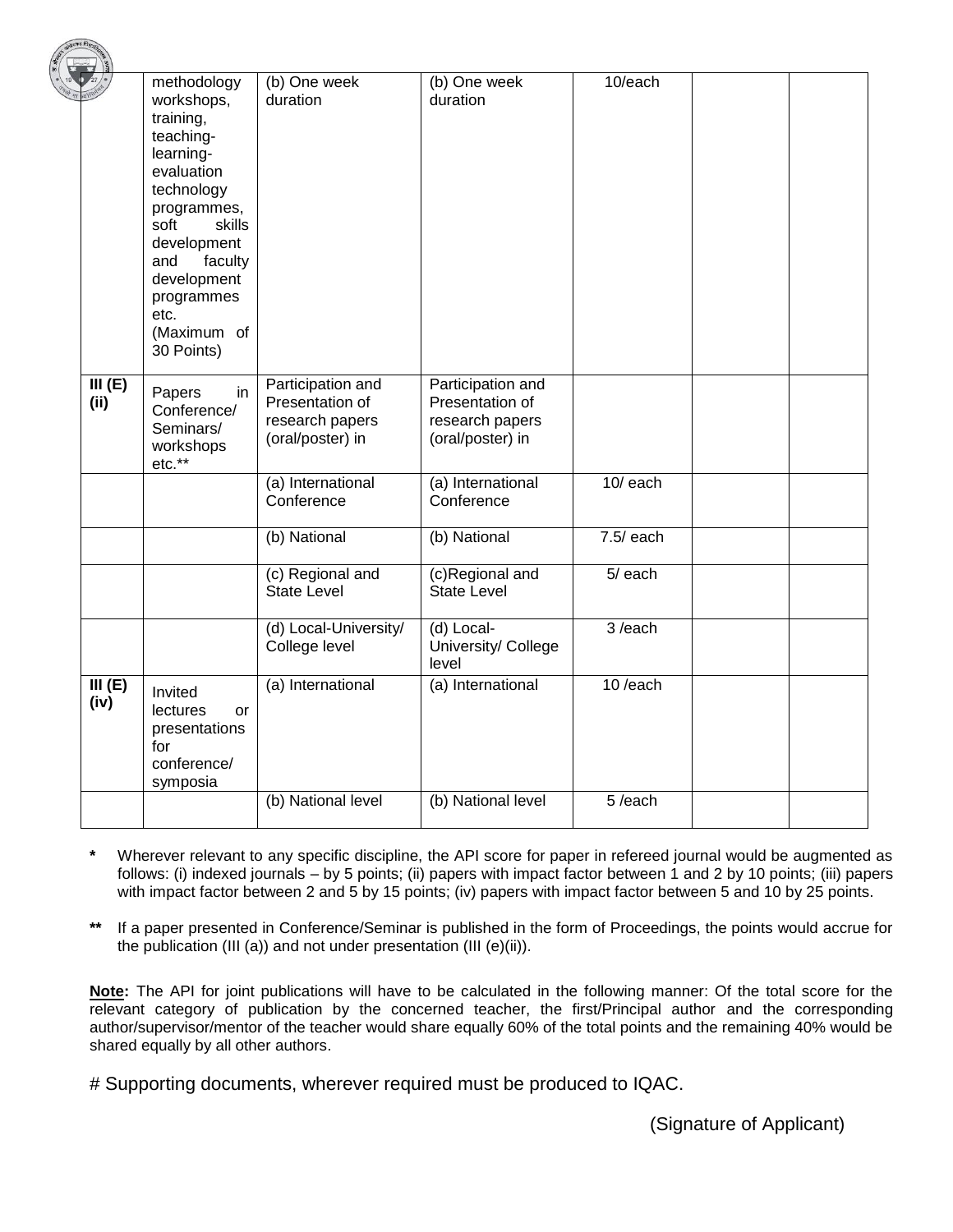| | | | | | | |
|---|---|---|---|---|---|---|
| | methodology workshops, training, teaching-learning-evaluation technology programmes, soft skills development and faculty development programmes etc. (Maximum of 30 Points) | (b) One week duration | (b) One week duration | 10/each | | |
| **III (E) (ii)** | Papers in Conference/ Seminars/ workshops etc.** | Participation and Presentation of research papers (oral/poster) in | Participation and Presentation of research papers (oral/poster) in | | | |
| | | (a) International Conference | (a) International Conference | 10/ each | | |
| | | (b) National | (b) National | 7.5/ each | | |
| | | (c) Regional and State Level | (c)Regional and State Level | 5/ each | | |
| | | (d) Local-University/ College level | (d) Local-University/ College level | 3 /each | | |
| **III (E) (iv)** | Invited lectures or presentations for conference/ symposia | (a) International | (a) International | 10 /each | | |
| | | (b) National level | (b) National level | 5 /each | | |

**\*** Wherever relevant to any specific discipline, the API score for paper in refereed journal would be augmented as follows: (i) indexed journals – by 5 points; (ii) papers with impact factor between 1 and 2 by 10 points; (iii) papers with impact factor between 2 and 5 by 15 points; (iv) papers with impact factor between 5 and 10 by 25 points.

**\*\*** If a paper presented in Conference/Seminar is published in the form of Proceedings, the points would accrue for the publication (III (a)) and not under presentation (III (e)(ii)).

**Note:** The API for joint publications will have to be calculated in the following manner: Of the total score for the relevant category of publication by the concerned teacher, the first/Principal author and the corresponding author/supervisor/mentor of the teacher would share equally 60% of the total points and the remaining 40% would be shared equally by all other authors.

# Supporting documents, wherever required must be produced to IQAC.

(Signature of Applicant)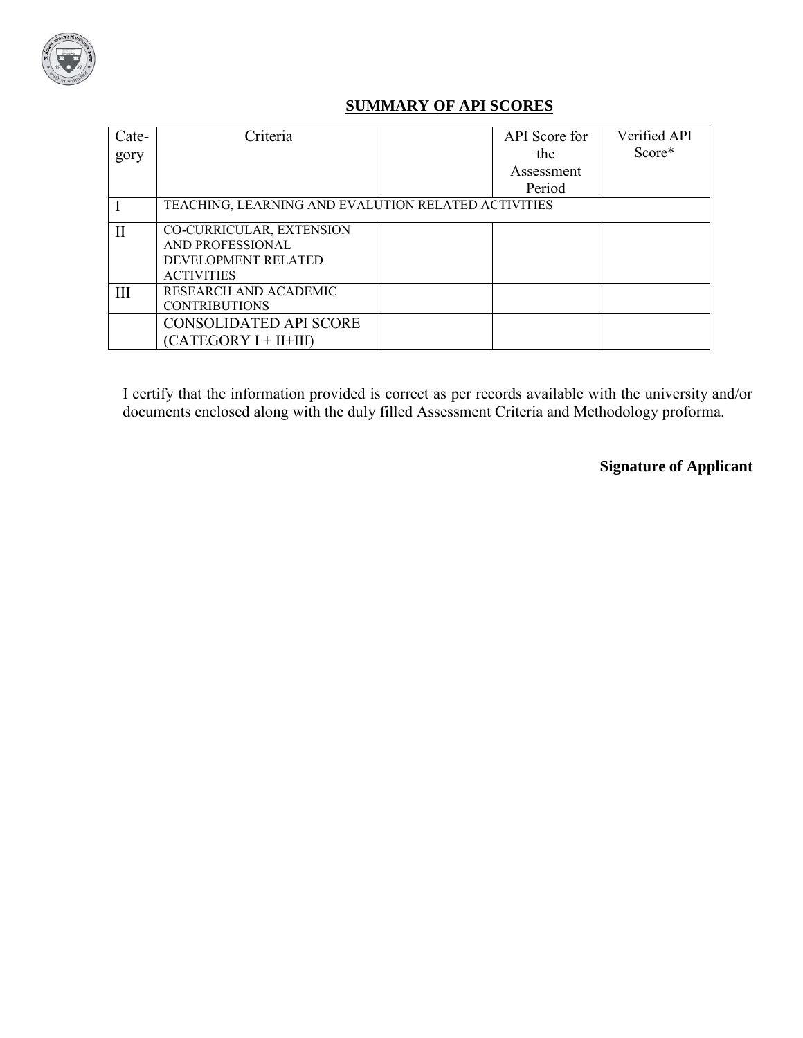## SUMMARY OF API SCORES

| Cate-gory | Criteria | | API Score for the Assessment Period | Verified API Score* |
|---|---|---|---|---|
| I | TEACHING, LEARNING AND EVALUTION RELATED ACTIVITIES | | | |
| II | CO-CURRICULAR, EXTENSION AND PROFESSIONAL DEVELOPMENT RELATED ACTIVITIES | | | |
| III | RESEARCH AND ACADEMIC CONTRIBUTIONS | | | |
| | CONSOLIDATED API SCORE (CATEGORY I + II+III) | | | |

I certify that the information provided is correct as per records available with the university and/or documents enclosed along with the duly filled Assessment Criteria and Methodology proforma.

**Signature of Applicant**